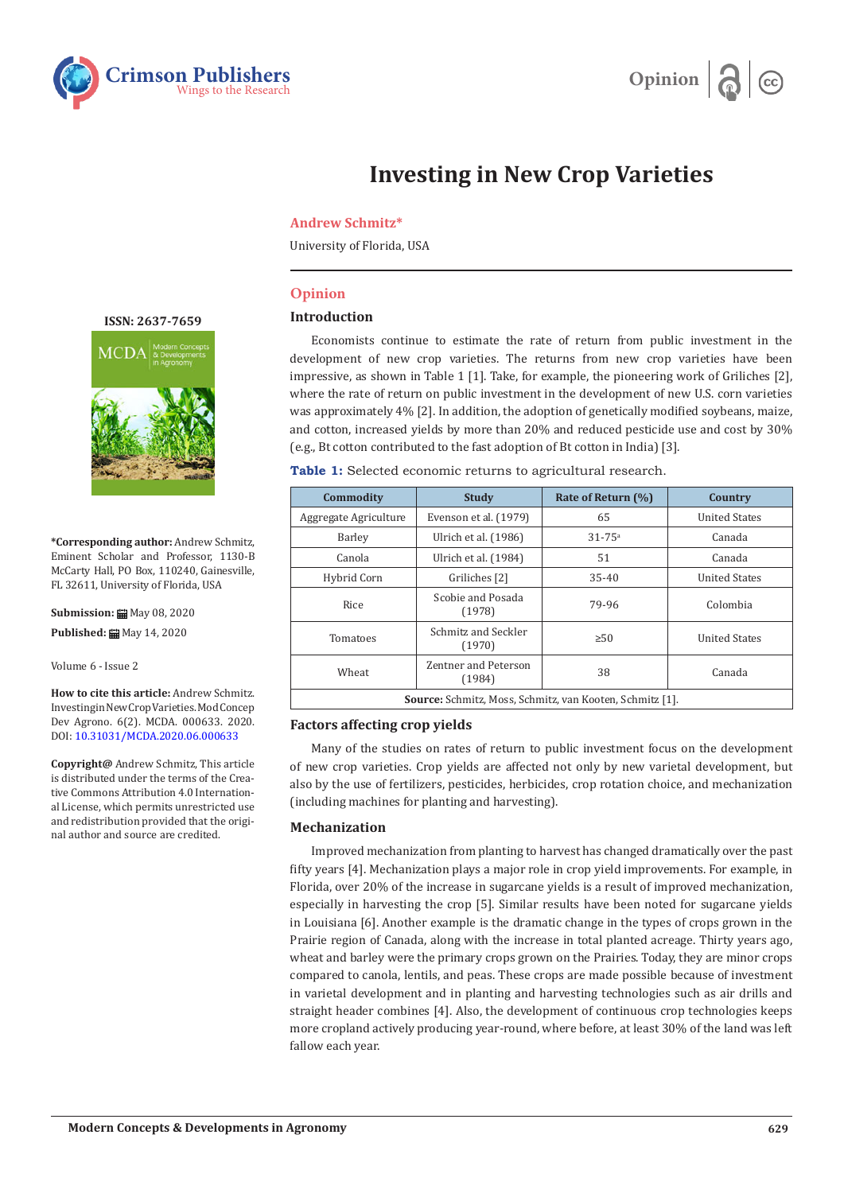Opinion

# Investing in New Crop Varieties

**Andrew Schmitz***

University of Florida, USA

**ISSN: 2637-7659**

**\*Corresponding author:** Andrew Schmitz, Eminent Scholar and Professor, 1130-B McCarty Hall, PO Box, 110240, Gainesville, FL 32611, University of Florida, USA

**Submission:** May 08, 2020

**Published:** May 14, 2020

Volume 6 - Issue 2

**How to cite this article:** Andrew Schmitz. Investing in New Crop Varieties. Mod Concep Dev Agrono. 6(2). MCDA. 000633. 2020. DOI: 10.31031/MCDA.2020.06.000633

**Copyright@** Andrew Schmitz, This article is distributed under the terms of the Creative Commons Attribution 4.0 International License, which permits unrestricted use and redistribution provided that the original author and source are credited.

## Opinion

### Introduction

Economists continue to estimate the rate of return from public investment in the development of new crop varieties. The returns from new crop varieties have been impressive, as shown in Table 1 [1]. Take, for example, the pioneering work of Griliches [2], where the rate of return on public investment in the development of new U.S. corn varieties was approximately 4% [2]. In addition, the adoption of genetically modified soybeans, maize, and cotton, increased yields by more than 20% and reduced pesticide use and cost by 30% (e.g., Bt cotton contributed to the fast adoption of Bt cotton in India) [3].

**Table 1:** Selected economic returns to agricultural research.

| Commodity | Study | Rate of Return (%) | Country |
|---|---|---|---|
| Aggregate Agriculture | Evenson et al. (1979) | 65 | United States |
| Barley | Ulrich et al. (1986) | 31-75[a] | Canada |
| Canola | Ulrich et al. (1984) | 51 | Canada |
| Hybrid Corn | Griliches [2] | 35-40 | United States |
| Rice | Scobie and Posada (1978) | 79-96 | Colombia |
| Tomatoes | Schmitz and Seckler (1970) | ≥50 | United States |
| Wheat | Zentner and Peterson (1984) | 38 | Canada |

**Source:** Schmitz, Moss, Schmitz, van Kooten, Schmitz [1].

### Factors affecting crop yields

Many of the studies on rates of return to public investment focus on the development of new crop varieties. Crop yields are affected not only by new varietal development, but also by the use of fertilizers, pesticides, herbicides, crop rotation choice, and mechanization (including machines for planting and harvesting).

### Mechanization

Improved mechanization from planting to harvest has changed dramatically over the past fifty years [4]. Mechanization plays a major role in crop yield improvements. For example, in Florida, over 20% of the increase in sugarcane yields is a result of improved mechanization, especially in harvesting the crop [5]. Similar results have been noted for sugarcane yields in Louisiana [6]. Another example is the dramatic change in the types of crops grown in the Prairie region of Canada, along with the increase in total planted acreage. Thirty years ago, wheat and barley were the primary crops grown on the Prairies. Today, they are minor crops compared to canola, lentils, and peas. These crops are made possible because of investment in varietal development and in planting and harvesting technologies such as air drills and straight header combines [4]. Also, the development of continuous crop technologies keeps more cropland actively producing year-round, where before, at least 30% of the land was left fallow each year.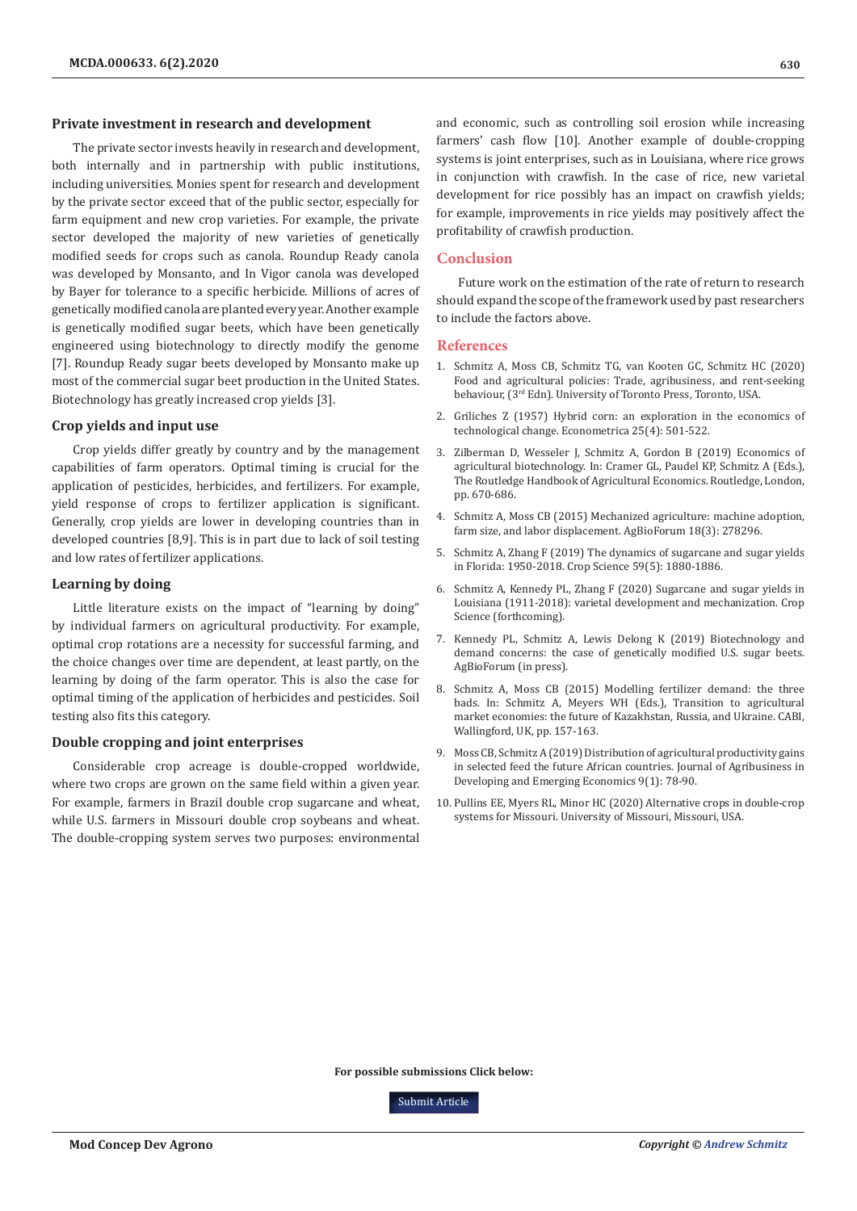### Private investment in research and development

The private sector invests heavily in research and development, both internally and in partnership with public institutions, including universities. Monies spent for research and development by the private sector exceed that of the public sector, especially for farm equipment and new crop varieties. For example, the private sector developed the majority of new varieties of genetically modified seeds for crops such as canola. Roundup Ready canola was developed by Monsanto, and In Vigor canola was developed by Bayer for tolerance to a specific herbicide. Millions of acres of genetically modified canola are planted every year. Another example is genetically modified sugar beets, which have been genetically engineered using biotechnology to directly modify the genome [7]. Roundup Ready sugar beets developed by Monsanto make up most of the commercial sugar beet production in the United States. Biotechnology has greatly increased crop yields [3].

### Crop yields and input use

Crop yields differ greatly by country and by the management capabilities of farm operators. Optimal timing is crucial for the application of pesticides, herbicides, and fertilizers. For example, yield response of crops to fertilizer application is significant. Generally, crop yields are lower in developing countries than in developed countries [8,9]. This is in part due to lack of soil testing and low rates of fertilizer applications.

### Learning by doing

Little literature exists on the impact of "learning by doing" by individual farmers on agricultural productivity. For example, optimal crop rotations are a necessity for successful farming, and the choice changes over time are dependent, at least partly, on the learning by doing of the farm operator. This is also the case for optimal timing of the application of herbicides and pesticides. Soil testing also fits this category.

### Double cropping and joint enterprises

Considerable crop acreage is double-cropped worldwide, where two crops are grown on the same field within a given year. For example, farmers in Brazil double crop sugarcane and wheat, while U.S. farmers in Missouri double crop soybeans and wheat. The double-cropping system serves two purposes: environmental and economic, such as controlling soil erosion while increasing farmers' cash flow [10]. Another example of double-cropping systems is joint enterprises, such as in Louisiana, where rice grows in conjunction with crawfish. In the case of rice, new varietal development for rice possibly has an impact on crawfish yields; for example, improvements in rice yields may positively affect the profitability of crawfish production.

## Conclusion

Future work on the estimation of the rate of return to research should expand the scope of the framework used by past researchers to include the factors above.

## References

1. Schmitz A, Moss CB, Schmitz TG, van Kooten GC, Schmitz HC (2020) Food and agricultural policies: Trade, agribusiness, and rent-seeking behaviour, (3rd Edn). University of Toronto Press, Toronto, USA.
2. Griliches Z (1957) Hybrid corn: an exploration in the economics of technological change. Econometrica 25(4): 501-522.
3. Zilberman D, Wesseler J, Schmitz A, Gordon B (2019) Economics of agricultural biotechnology. In: Cramer GL, Paudel KP, Schmitz A (Eds.), The Routledge Handbook of Agricultural Economics. Routledge, London, pp. 670-686.
4. Schmitz A, Moss CB (2015) Mechanized agriculture: machine adoption, farm size, and labor displacement. AgBioForum 18(3): 278296.
5. Schmitz A, Zhang F (2019) The dynamics of sugarcane and sugar yields in Florida: 1950-2018. Crop Science 59(5): 1880-1886.
6. Schmitz A, Kennedy PL, Zhang F (2020) Sugarcane and sugar yields in Louisiana (1911-2018): varietal development and mechanization. Crop Science (forthcoming).
7. Kennedy PL, Schmitz A, Lewis Delong K (2019) Biotechnology and demand concerns: the case of genetically modified U.S. sugar beets. AgBioForum (in press).
8. Schmitz A, Moss CB (2015) Modelling fertilizer demand: the three bads. In: Schmitz A, Meyers WH (Eds.), Transition to agricultural market economies: the future of Kazakhstan, Russia, and Ukraine. CABI, Wallingford, UK, pp. 157-163.
9. Moss CB, Schmitz A (2019) Distribution of agricultural productivity gains in selected feed the future African countries. Journal of Agribusiness in Developing and Emerging Economics 9(1): 78-90.
10. Pullins EE, Myers RL, Minor HC (2020) Alternative crops in double-crop systems for Missouri. University of Missouri, Missouri, USA.

For possible submissions Click below:

Submit Article